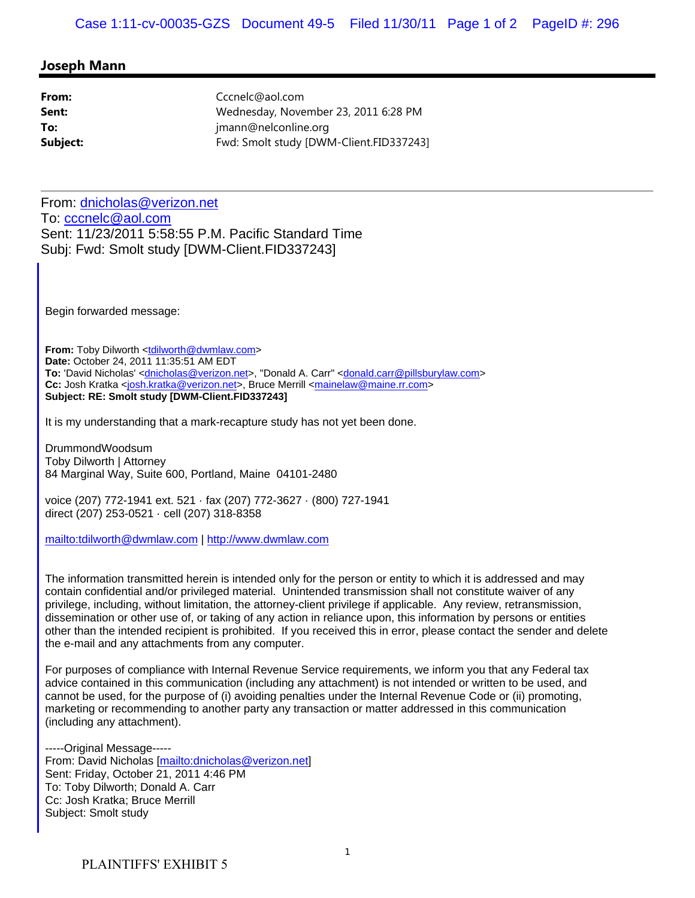## Joseph Mann

**From:** Cccnelc@aol.com
**Sent:** Wednesday, November 23, 2011 6:28 PM
**To:** jmann@nelconline.org
**Subject:** Fwd: Smolt study [DWM-Client.FID337243]

---

From: dnicholas@verizon.net
To: cccnelc@aol.com
Sent: 11/23/2011 5:58:55 P.M. Pacific Standard Time
Subj: Fwd: Smolt study [DWM-Client.FID337243]

Begin forwarded message:

**From:** Toby Dilworth <tdilworth@dwmlaw.com>
**Date:** October 24, 2011 11:35:51 AM EDT
**To:** 'David Nicholas' <dnicholas@verizon.net>, "Donald A. Carr" <donald.carr@pillsburylaw.com>
**Cc:** Josh Kratka <josh.kratka@verizon.net>, Bruce Merrill <mainelaw@maine.rr.com>
**Subject: RE: Smolt study [DWM-Client.FID337243]**

It is my understanding that a mark-recapture study has not yet been done.

DrummondWoodsum
Toby Dilworth | Attorney
84 Marginal Way, Suite 600, Portland, Maine 04101-2480

voice (207) 772-1941 ext. 521 · fax (207) 772-3627 · (800) 727-1941
direct (207) 253-0521 · cell (207) 318-8358

mailto:tdilworth@dwmlaw.com | http://www.dwmlaw.com

The information transmitted herein is intended only for the person or entity to which it is addressed and may contain confidential and/or privileged material. Unintended transmission shall not constitute waiver of any privilege, including, without limitation, the attorney-client privilege if applicable. Any review, retransmission, dissemination or other use of, or taking of any action in reliance upon, this information by persons or entities other than the intended recipient is prohibited. If you received this in error, please contact the sender and delete the e-mail and any attachments from any computer.

For purposes of compliance with Internal Revenue Service requirements, we inform you that any Federal tax advice contained in this communication (including any attachment) is not intended or written to be used, and cannot be used, for the purpose of (i) avoiding penalties under the Internal Revenue Code or (ii) promoting, marketing or recommending to another party any transaction or matter addressed in this communication (including any attachment).

-----Original Message-----
From: David Nicholas [mailto:dnicholas@verizon.net]
Sent: Friday, October 21, 2011 4:46 PM
To: Toby Dilworth; Donald A. Carr
Cc: Josh Kratka; Bruce Merrill
Subject: Smolt study

PLAINTIFFS' EXHIBIT 5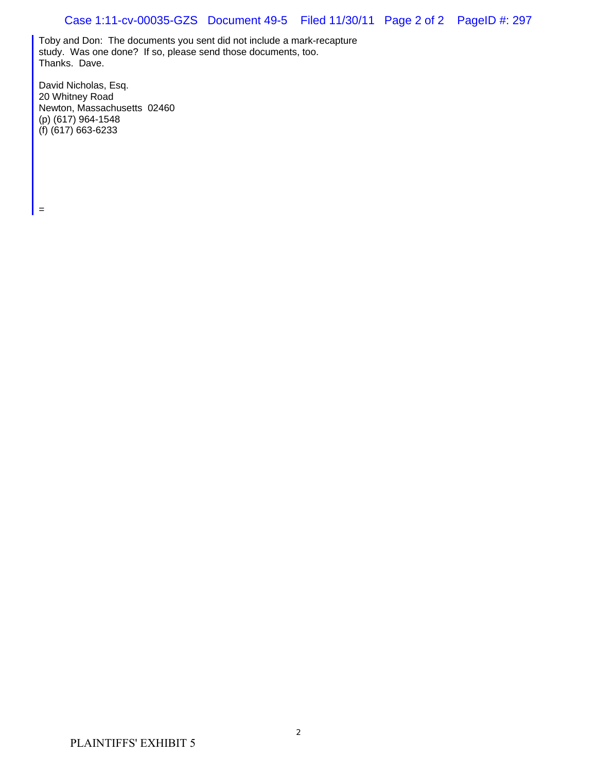Toby and Don: The documents you sent did not include a mark-recapture study. Was one done? If so, please send those documents, too. Thanks. Dave.

David Nicholas, Esq.
20 Whitney Road
Newton, Massachusetts 02460
(p) (617) 964-1548
(f) (617) 663-6233

=

PLAINTIFFS' EXHIBIT 5